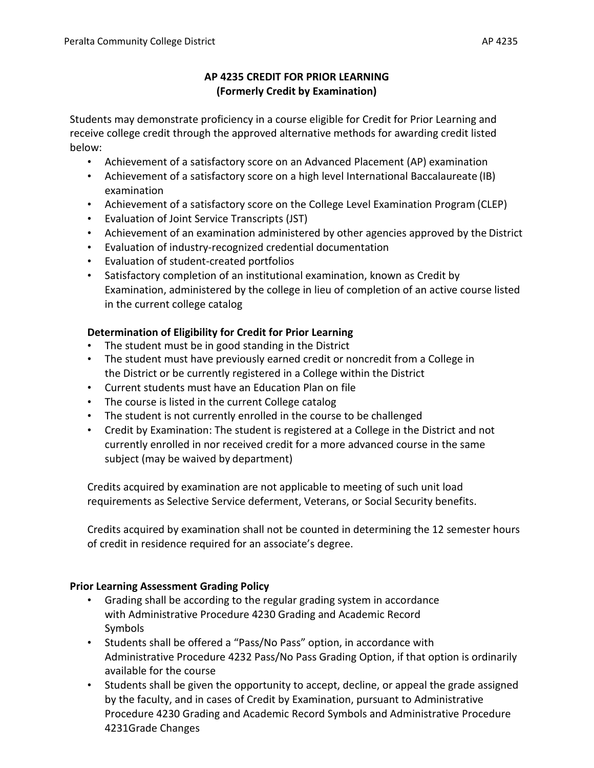# AP 4235 CREDIT FOR PRIOR LEARNING
## (Formerly Credit by Examination)

Students may demonstrate proficiency in a course eligible for Credit for Prior Learning and receive college credit through the approved alternative methods for awarding credit listed below:

- Achievement of a satisfactory score on an Advanced Placement (AP) examination
- Achievement of a satisfactory score on a high level International Baccalaureate (IB) examination
- Achievement of a satisfactory score on the College Level Examination Program (CLEP)
- Evaluation of Joint Service Transcripts (JST)
- Achievement of an examination administered by other agencies approved by the District
- Evaluation of industry-recognized credential documentation
- Evaluation of student-created portfolios
- Satisfactory completion of an institutional examination, known as Credit by Examination, administered by the college in lieu of completion of an active course listed in the current college catalog

### Determination of Eligibility for Credit for Prior Learning

- The student must be in good standing in the District
- The student must have previously earned credit or noncredit from a College in the District or be currently registered in a College within the District
- Current students must have an Education Plan on file
- The course is listed in the current College catalog
- The student is not currently enrolled in the course to be challenged
- Credit by Examination: The student is registered at a College in the District and not currently enrolled in nor received credit for a more advanced course in the same subject (may be waived by department)

Credits acquired by examination are not applicable to meeting of such unit load requirements as Selective Service deferment, Veterans, or Social Security benefits.

Credits acquired by examination shall not be counted in determining the 12 semester hours of credit in residence required for an associate's degree.

### Prior Learning Assessment Grading Policy

- Grading shall be according to the regular grading system in accordance with Administrative Procedure 4230 Grading and Academic Record Symbols
- Students shall be offered a "Pass/No Pass" option, in accordance with Administrative Procedure 4232 Pass/No Pass Grading Option, if that option is ordinarily available for the course
- Students shall be given the opportunity to accept, decline, or appeal the grade assigned by the faculty, and in cases of Credit by Examination, pursuant to Administrative Procedure 4230 Grading and Academic Record Symbols and Administrative Procedure 4231Grade Changes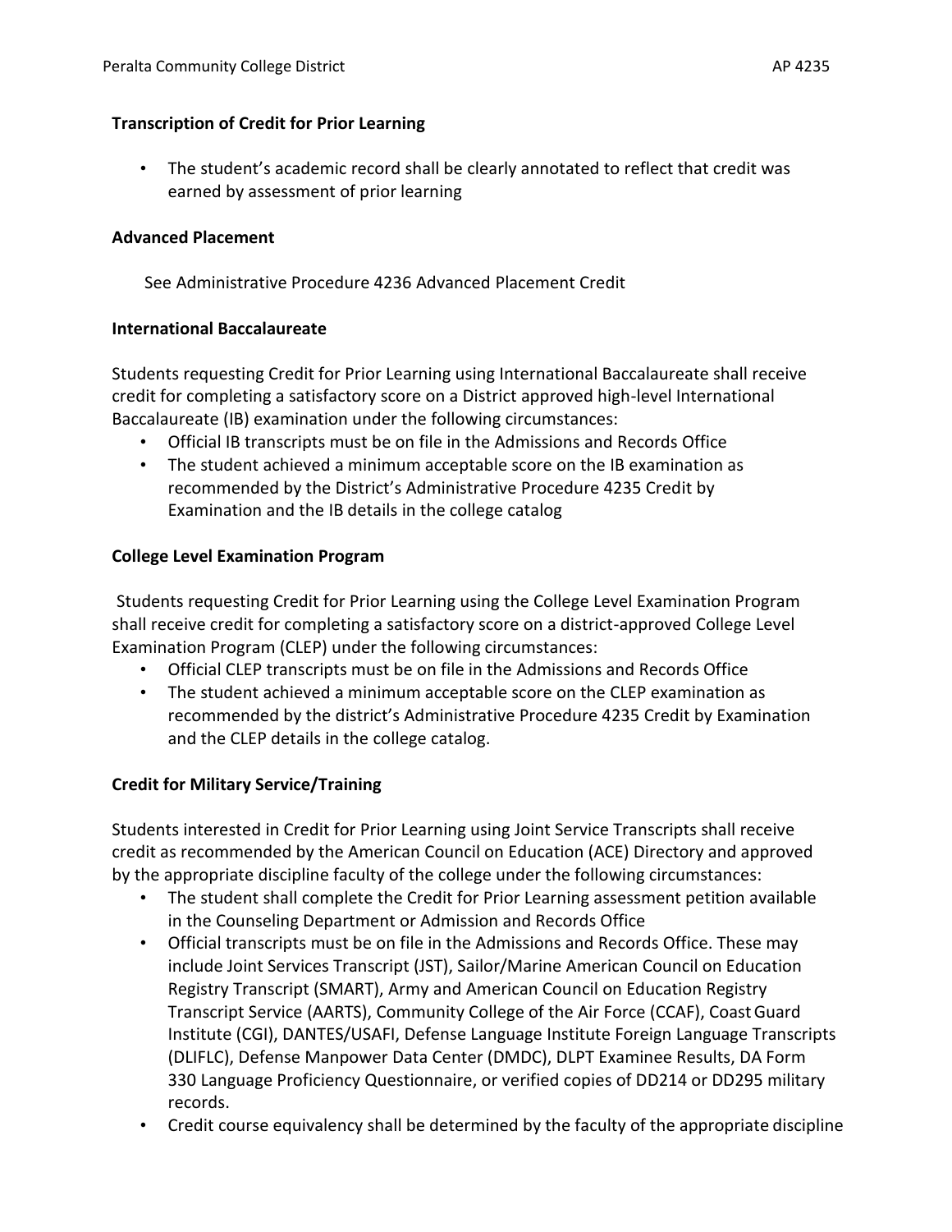### Transcription of Credit for Prior Learning

- The student's academic record shall be clearly annotated to reflect that credit was earned by assessment of prior learning

### Advanced Placement

See Administrative Procedure 4236 Advanced Placement Credit

### International Baccalaureate

Students requesting Credit for Prior Learning using International Baccalaureate shall receive credit for completing a satisfactory score on a District approved high-level International Baccalaureate (IB) examination under the following circumstances:

- Official IB transcripts must be on file in the Admissions and Records Office
- The student achieved a minimum acceptable score on the IB examination as recommended by the District's Administrative Procedure 4235 Credit by Examination and the IB details in the college catalog

### College Level Examination Program

Students requesting Credit for Prior Learning using the College Level Examination Program shall receive credit for completing a satisfactory score on a district-approved College Level Examination Program (CLEP) under the following circumstances:

- Official CLEP transcripts must be on file in the Admissions and Records Office
- The student achieved a minimum acceptable score on the CLEP examination as recommended by the district's Administrative Procedure 4235 Credit by Examination and the CLEP details in the college catalog.

### Credit for Military Service/Training

Students interested in Credit for Prior Learning using Joint Service Transcripts shall receive credit as recommended by the American Council on Education (ACE) Directory and approved by the appropriate discipline faculty of the college under the following circumstances:

- The student shall complete the Credit for Prior Learning assessment petition available in the Counseling Department or Admission and Records Office
- Official transcripts must be on file in the Admissions and Records Office. These may include Joint Services Transcript (JST), Sailor/Marine American Council on Education Registry Transcript (SMART), Army and American Council on Education Registry Transcript Service (AARTS), Community College of the Air Force (CCAF), Coast Guard Institute (CGI), DANTES/USAFI, Defense Language Institute Foreign Language Transcripts (DLIFLC), Defense Manpower Data Center (DMDC), DLPT Examinee Results, DA Form 330 Language Proficiency Questionnaire, or verified copies of DD214 or DD295 military records.
- Credit course equivalency shall be determined by the faculty of the appropriate discipline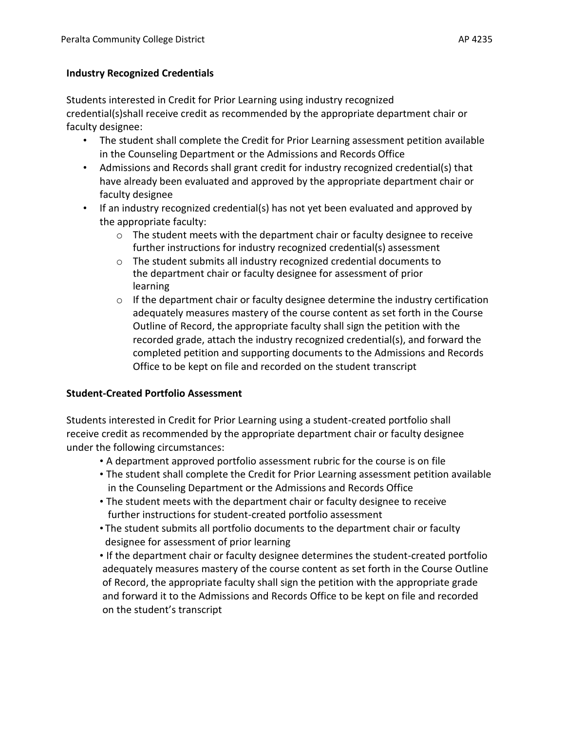**Industry Recognized Credentials**

Students interested in Credit for Prior Learning using industry recognized credential(s)shall receive credit as recommended by the appropriate department chair or faculty designee:

- The student shall complete the Credit for Prior Learning assessment petition available in the Counseling Department or the Admissions and Records Office
- Admissions and Records shall grant credit for industry recognized credential(s) that have already been evaluated and approved by the appropriate department chair or faculty designee
- If an industry recognized credential(s) has not yet been evaluated and approved by the appropriate faculty:
  - The student meets with the department chair or faculty designee to receive further instructions for industry recognized credential(s) assessment
  - The student submits all industry recognized credential documents to the department chair or faculty designee for assessment of prior learning
  - If the department chair or faculty designee determine the industry certification adequately measures mastery of the course content as set forth in the Course Outline of Record, the appropriate faculty shall sign the petition with the recorded grade, attach the industry recognized credential(s), and forward the completed petition and supporting documents to the Admissions and Records Office to be kept on file and recorded on the student transcript

**Student-Created Portfolio Assessment**

Students interested in Credit for Prior Learning using a student-created portfolio shall receive credit as recommended by the appropriate department chair or faculty designee under the following circumstances:

- A department approved portfolio assessment rubric for the course is on file
- The student shall complete the Credit for Prior Learning assessment petition available in the Counseling Department or the Admissions and Records Office
- The student meets with the department chair or faculty designee to receive further instructions for student-created portfolio assessment
- The student submits all portfolio documents to the department chair or faculty designee for assessment of prior learning
- If the department chair or faculty designee determines the student-created portfolio adequately measures mastery of the course content as set forth in the Course Outline of Record, the appropriate faculty shall sign the petition with the appropriate grade and forward it to the Admissions and Records Office to be kept on file and recorded on the student's transcript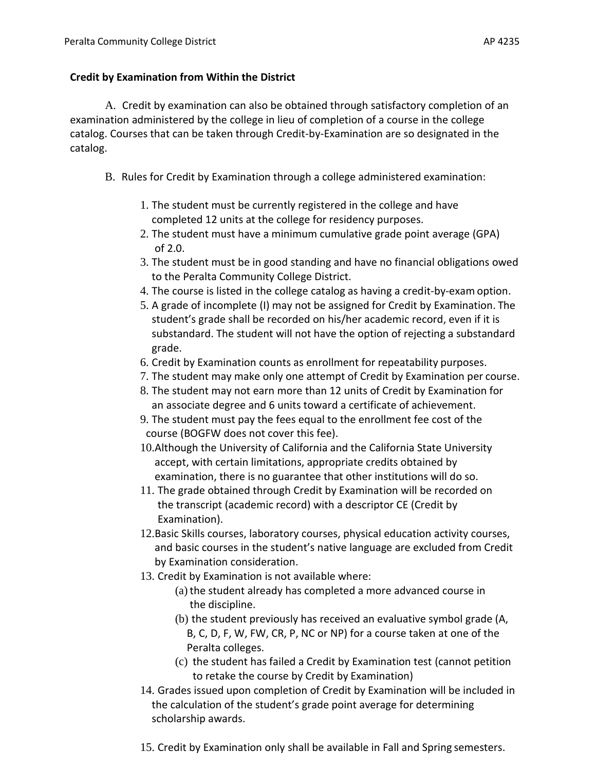**Credit by Examination from Within the District**

A. Credit by examination can also be obtained through satisfactory completion of an examination administered by the college in lieu of completion of a course in the college catalog. Courses that can be taken through Credit-by-Examination are so designated in the catalog.

B. Rules for Credit by Examination through a college administered examination:

1. The student must be currently registered in the college and have completed 12 units at the college for residency purposes.
2. The student must have a minimum cumulative grade point average (GPA) of 2.0.
3. The student must be in good standing and have no financial obligations owed to the Peralta Community College District.
4. The course is listed in the college catalog as having a credit-by-exam option.
5. A grade of incomplete (I) may not be assigned for Credit by Examination. The student's grade shall be recorded on his/her academic record, even if it is substandard. The student will not have the option of rejecting a substandard grade.
6. Credit by Examination counts as enrollment for repeatability purposes.
7. The student may make only one attempt of Credit by Examination per course.
8. The student may not earn more than 12 units of Credit by Examination for an associate degree and 6 units toward a certificate of achievement.
9. The student must pay the fees equal to the enrollment fee cost of the course (BOGFW does not cover this fee).
10. Although the University of California and the California State University accept, with certain limitations, appropriate credits obtained by examination, there is no guarantee that other institutions will do so.
11. The grade obtained through Credit by Examination will be recorded on the transcript (academic record) with a descriptor CE (Credit by Examination).
12. Basic Skills courses, laboratory courses, physical education activity courses, and basic courses in the student's native language are excluded from Credit by Examination consideration.
13. Credit by Examination is not available where:
    (a) the student already has completed a more advanced course in the discipline.
    (b) the student previously has received an evaluative symbol grade (A, B, C, D, F, W, FW, CR, P, NC or NP) for a course taken at one of the Peralta colleges.
    (c) the student has failed a Credit by Examination test (cannot petition to retake the course by Credit by Examination)
14. Grades issued upon completion of Credit by Examination will be included in the calculation of the student's grade point average for determining scholarship awards.
15. Credit by Examination only shall be available in Fall and Spring semesters.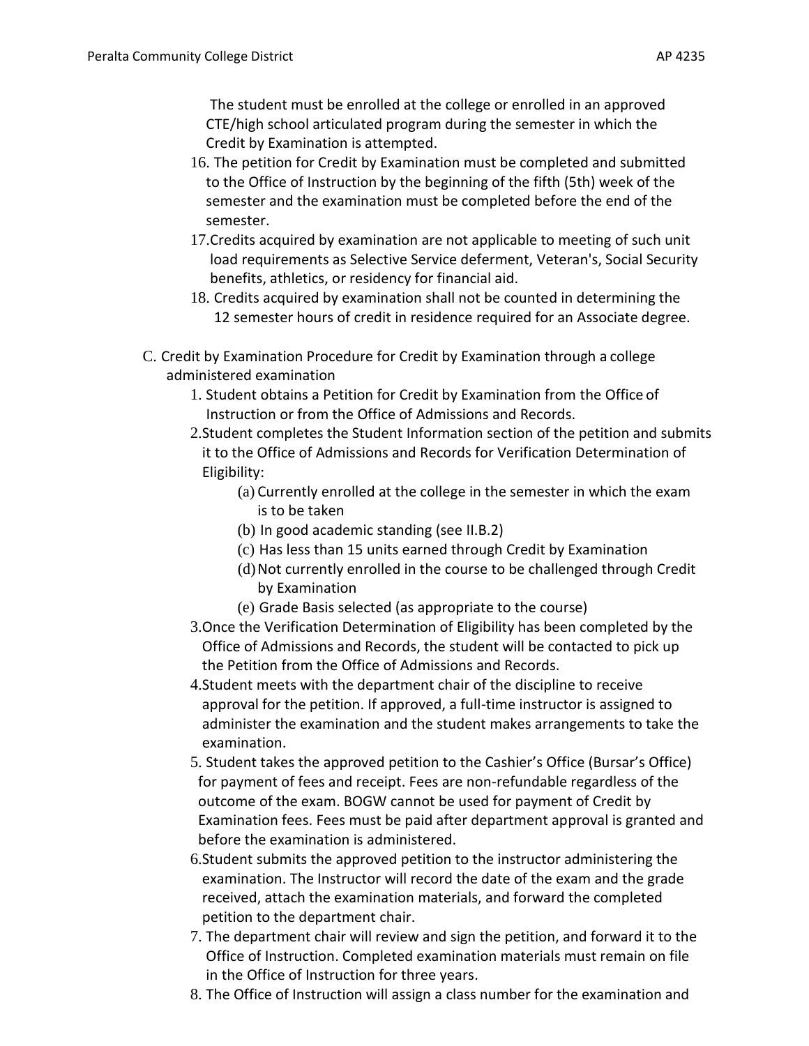The student must be enrolled at the college or enrolled in an approved CTE/high school articulated program during the semester in which the Credit by Examination is attempted.

16. The petition for Credit by Examination must be completed and submitted to the Office of Instruction by the beginning of the fifth (5th) week of the semester and the examination must be completed before the end of the semester.
17. Credits acquired by examination are not applicable to meeting of such unit load requirements as Selective Service deferment, Veteran's, Social Security benefits, athletics, or residency for financial aid.
18. Credits acquired by examination shall not be counted in determining the 12 semester hours of credit in residence required for an Associate degree.

C. Credit by Examination Procedure for Credit by Examination through a college administered examination

1. Student obtains a Petition for Credit by Examination from the Office of Instruction or from the Office of Admissions and Records.
2. Student completes the Student Information section of the petition and submits it to the Office of Admissions and Records for Verification Determination of Eligibility:
   - (a) Currently enrolled at the college in the semester in which the exam is to be taken
   - (b) In good academic standing (see II.B.2)
   - (c) Has less than 15 units earned through Credit by Examination
   - (d) Not currently enrolled in the course to be challenged through Credit by Examination
   - (e) Grade Basis selected (as appropriate to the course)
3. Once the Verification Determination of Eligibility has been completed by the Office of Admissions and Records, the student will be contacted to pick up the Petition from the Office of Admissions and Records.
4. Student meets with the department chair of the discipline to receive approval for the petition. If approved, a full-time instructor is assigned to administer the examination and the student makes arrangements to take the examination.
5. Student takes the approved petition to the Cashier's Office (Bursar's Office) for payment of fees and receipt. Fees are non-refundable regardless of the outcome of the exam. BOGW cannot be used for payment of Credit by Examination fees. Fees must be paid after department approval is granted and before the examination is administered.
6. Student submits the approved petition to the instructor administering the examination. The Instructor will record the date of the exam and the grade received, attach the examination materials, and forward the completed petition to the department chair.
7. The department chair will review and sign the petition, and forward it to the Office of Instruction. Completed examination materials must remain on file in the Office of Instruction for three years.
8. The Office of Instruction will assign a class number for the examination and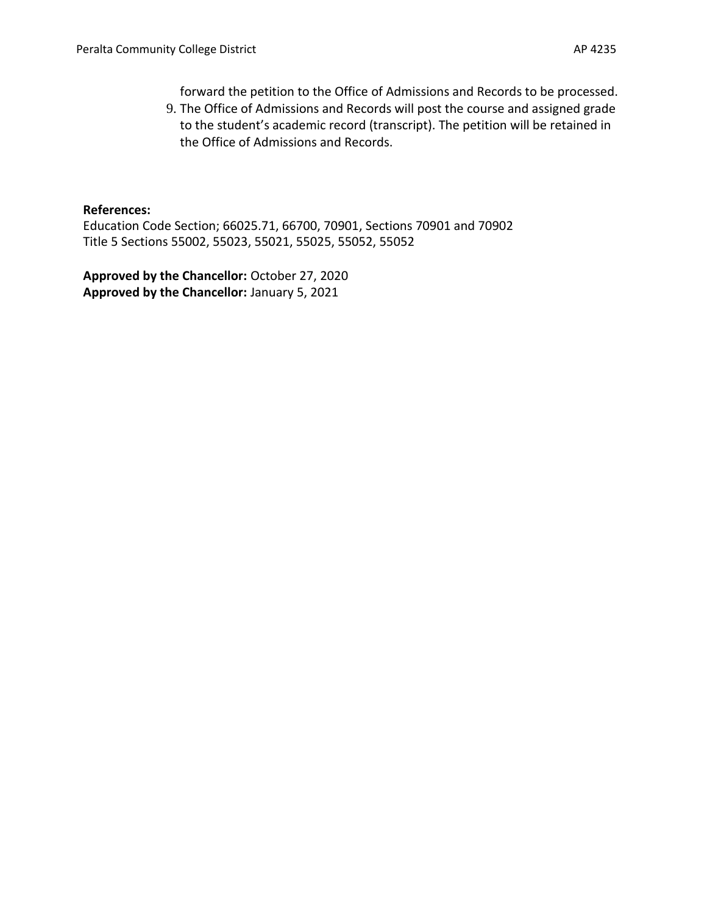forward the petition to the Office of Admissions and Records to be processed.

9. The Office of Admissions and Records will post the course and assigned grade to the student's academic record (transcript). The petition will be retained in the Office of Admissions and Records.

**References:**
Education Code Section; 66025.71, 66700, 70901, Sections 70901 and 70902
Title 5 Sections 55002, 55023, 55021, 55025, 55052, 55052

**Approved by the Chancellor:** October 27, 2020
**Approved by the Chancellor:** January 5, 2021